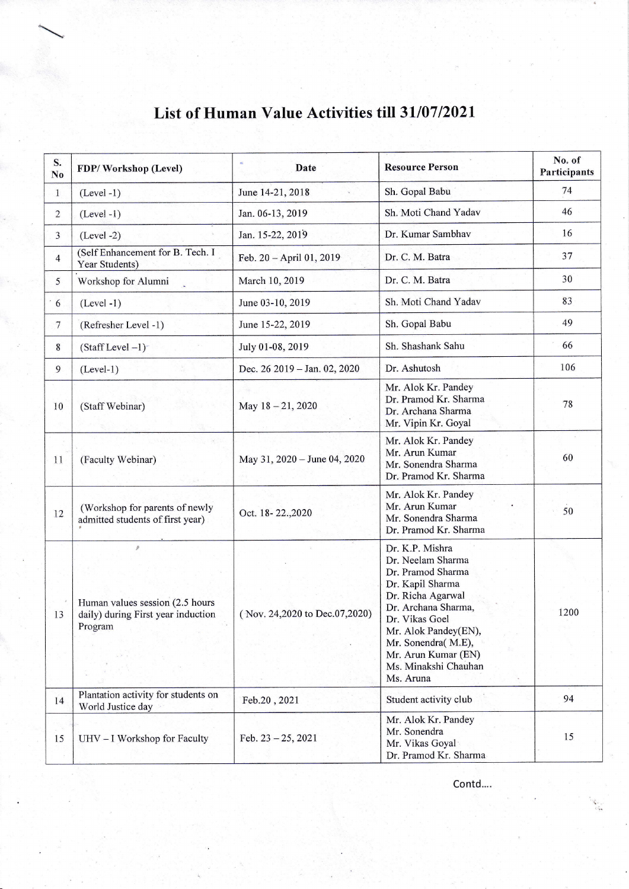# List of Human Value Activities till 31/07/2021

| S. No | FDP/ Workshop (Level) | Date | Resource Person | No. of Participants |
|---|---|---|---|---|
| 1 | (Level -1) | June 14-21, 2018 | Sh. Gopal Babu | 74 |
| 2 | (Level -1) | Jan. 06-13, 2019 | Sh. Moti Chand Yadav | 46 |
| 3 | (Level -2) | Jan. 15-22, 2019 | Dr. Kumar Sambhav | 16 |
| 4 | (Self Enhancement for B. Tech. I Year Students) | Feb. 20 – April 01, 2019 | Dr. C. M. Batra | 37 |
| 5 | Workshop for Alumni | March 10, 2019 | Dr. C. M. Batra | 30 |
| 6 | (Level -1) | June 03-10, 2019 | Sh. Moti Chand Yadav | 83 |
| 7 | (Refresher Level -1) | June 15-22, 2019 | Sh. Gopal Babu | 49 |
| 8 | (Staff Level –1) | July 01-08, 2019 | Sh. Shashank Sahu | 66 |
| 9 | (Level-1) | Dec. 26 2019 – Jan. 02, 2020 | Dr. Ashutosh | 106 |
| 10 | (Staff Webinar) | May 18 – 21, 2020 | Mr. Alok Kr. Pandey<br>Dr. Pramod Kr. Sharma<br>Dr. Archana Sharma<br>Mr. Vipin Kr. Goyal | 78 |
| 11 | (Faculty Webinar) | May 31, 2020 – June 04, 2020 | Mr. Alok Kr. Pandey<br>Mr. Arun Kumar<br>Mr. Sonendra Sharma<br>Dr. Pramod Kr. Sharma | 60 |
| 12 | (Workshop for parents of newly admitted students of first year) | Oct. 18- 22.,2020 | Mr. Alok Kr. Pandey<br>Mr. Arun Kumar<br>Mr. Sonendra Sharma<br>Dr. Pramod Kr. Sharma | 50 |
| 13 | Human values session (2.5 hours daily) during First year induction Program | ( Nov. 24,2020 to Dec.07,2020) | Dr. K.P. Mishra<br>Dr. Neelam Sharma<br>Dr. Pramod Sharma<br>Dr. Kapil Sharma<br>Dr. Richa Agarwal<br>Dr. Archana Sharma,<br>Dr. Vikas Goel<br>Mr. Alok Pandey(EN),<br>Mr. Sonendra( M.E),<br>Mr. Arun Kumar (EN)<br>Ms. Minakshi Chauhan<br>Ms. Aruna | 1200 |
| 14 | Plantation activity for students on World Justice day | Feb.20 , 2021 | Student activity club | 94 |
| 15 | UHV – I Workshop for Faculty | Feb. 23 – 25, 2021 | Mr. Alok Kr. Pandey<br>Mr. Sonendra<br>Mr. Vikas Goyal<br>Dr. Pramod Kr. Sharma | 15 |

Contd....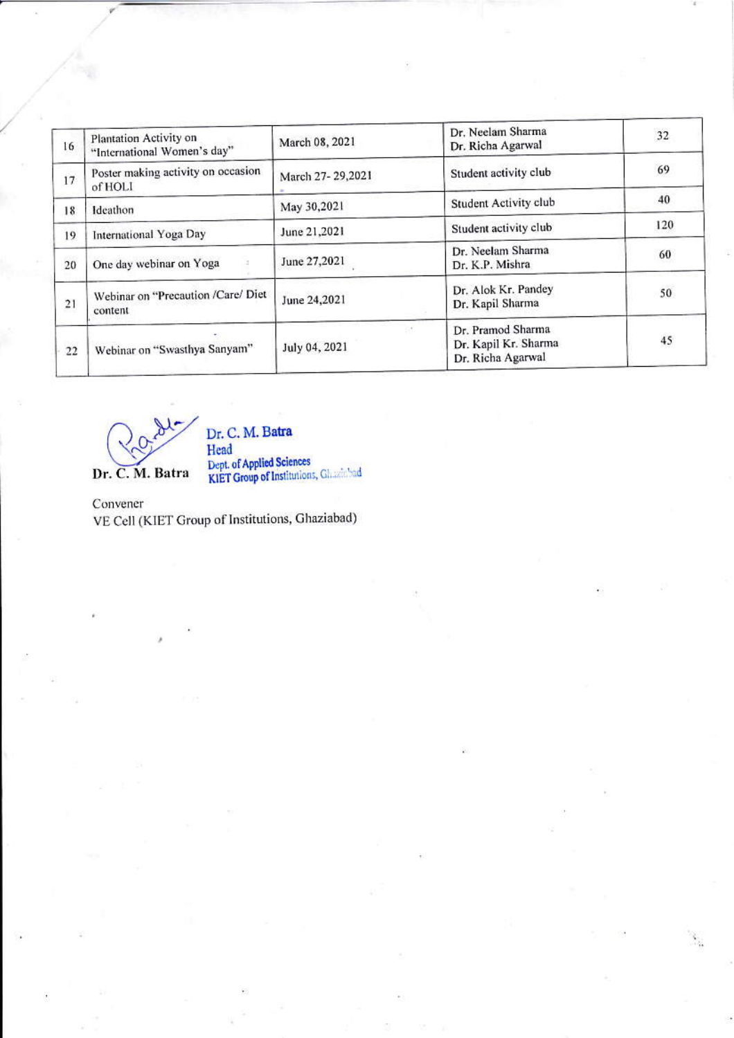| | | | | |
|---|---|---|---|---|
| 16 | Plantation Activity on "International Women's day" | March 08, 2021 | Dr. Neelam Sharma<br>Dr. Richa Agarwal | 32 |
| 17 | Poster making activity on occasion of HOLI | March 27- 29,2021 | Student activity club | 69 |
| 18 | Ideathon | May 30,2021 | Student Activity club | 40 |
| 19 | International Yoga Day | June 21,2021 | Student activity club | 120 |
| 20 | One day webinar on Yoga | June 27,2021 | Dr. Neelam Sharma<br>Dr. K.P. Mishra | 60 |
| 21 | Webinar on "Precaution /Care/ Diet content | June 24,2021 | Dr. Alok Kr. Pandey<br>Dr. Kapil Sharma | 50 |
| 22 | Webinar on "Swasthya Sanyam" | July 04, 2021 | Dr. Pramod Sharma<br>Dr. Kapil Kr. Sharma<br>Dr. Richa Agarwal | 45 |

Dr. C. M. Batra

Dr. C. M. Batra
Head
Dept. of Applied Sciences
KIET Group of Institutions, Ghaziabad

Convener
VE Cell (KIET Group of Institutions, Ghaziabad)